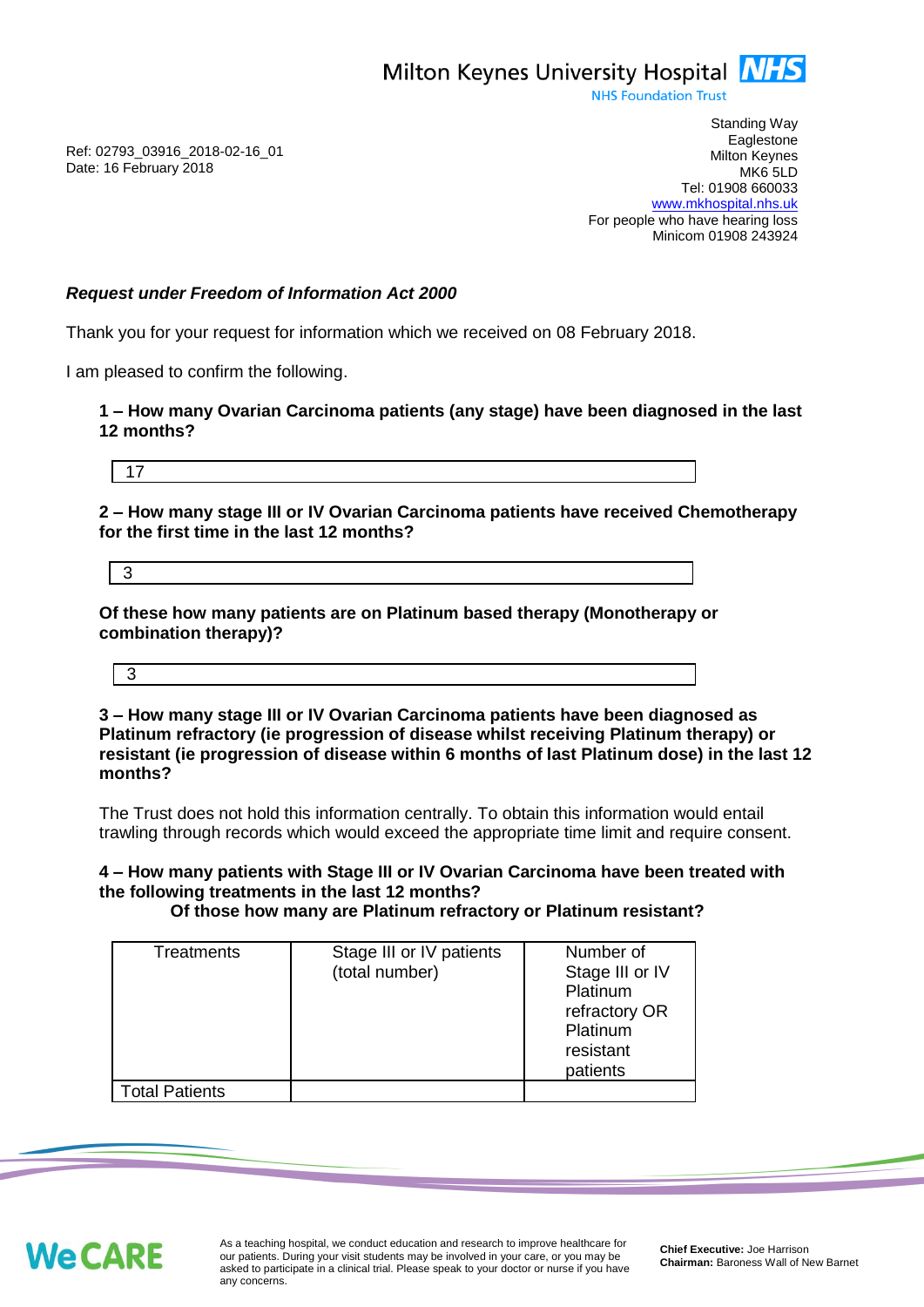Milton Keynes University Hospital NHS
NHS Foundation Trust

Ref: 02793_03916_2018-02-16_01
Date: 16 February 2018

Standing Way
Eaglestone
Milton Keynes
MK6 5LD
Tel: 01908 660033
www.mkhospital.nhs.uk
For people who have hearing loss
Minicom 01908 243924

***Request under Freedom of Information Act 2000***

Thank you for your request for information which we received on 08 February 2018.

I am pleased to confirm the following.

**1 – How many Ovarian Carcinoma patients (any stage) have been diagnosed in the last 12 months?**

| 17 |
|---|

**2 – How many stage III or IV Ovarian Carcinoma patients have received Chemotherapy for the first time in the last 12 months?**

| 3 |
|---|

**Of these how many patients are on Platinum based therapy (Monotherapy or combination therapy)?**

| 3 |
|---|

**3 – How many stage III or IV Ovarian Carcinoma patients have been diagnosed as Platinum refractory (ie progression of disease whilst receiving Platinum therapy) or resistant (ie progression of disease within 6 months of last Platinum dose) in the last 12 months?**

The Trust does not hold this information centrally. To obtain this information would entail trawling through records which would exceed the appropriate time limit and require consent.

**4 – How many patients with Stage III or IV Ovarian Carcinoma have been treated with the following treatments in the last 12 months?**
**Of those how many are Platinum refractory or Platinum resistant?**

| Treatments | Stage III or IV patients (total number) | Number of Stage III or IV Platinum refractory OR Platinum resistant patients |
|---|---|---|
| Total Patients | | |

WeCARE

As a teaching hospital, we conduct education and research to improve healthcare for our patients. During your visit students may be involved in your care, or you may be asked to participate in a clinical trial. Please speak to your doctor or nurse if you have any concerns.

**Chief Executive:** Joe Harrison
**Chairman:** Baroness Wall of New Barnet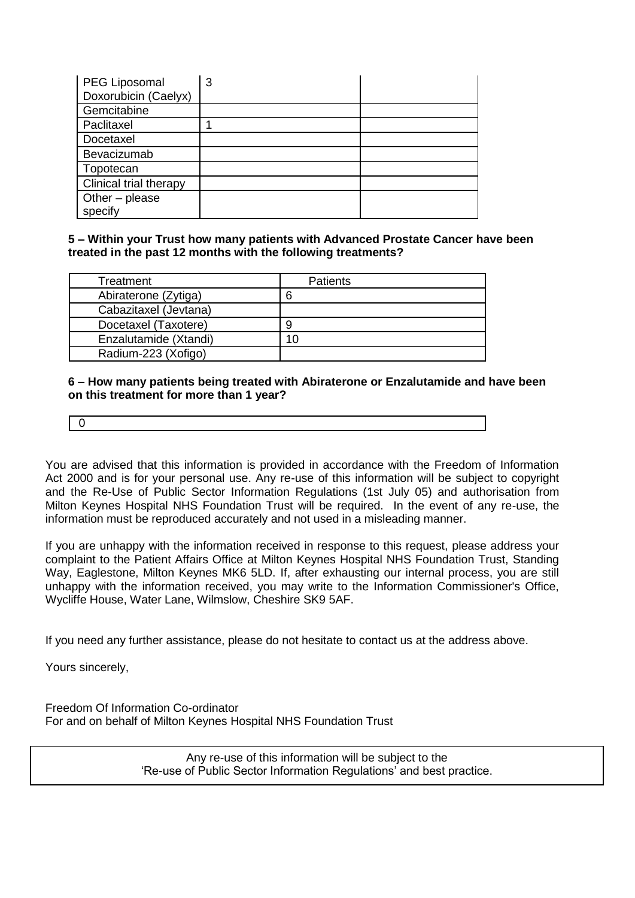| | | |
|---|---|---|
| PEG Liposomal Doxorubicin (Caelyx) | 3 | |
| Gemcitabine | | |
| Paclitaxel | 1 | |
| Docetaxel | | |
| Bevacizumab | | |
| Topotecan | | |
| Clinical trial therapy | | |
| Other – please specify | | |

**5 – Within your Trust how many patients with Advanced Prostate Cancer have been treated in the past 12 months with the following treatments?**

| Treatment | Patients |
|---|---|
| Abiraterone (Zytiga) | 6 |
| Cabazitaxel (Jevtana) | |
| Docetaxel (Taxotere) | 9 |
| Enzalutamide (Xtandi) | 10 |
| Radium-223 (Xofigo) | |

**6 – How many patients being treated with Abiraterone or Enzalutamide and have been on this treatment for more than 1 year?**

| |
|---|
| 0 |

You are advised that this information is provided in accordance with the Freedom of Information Act 2000 and is for your personal use. Any re-use of this information will be subject to copyright and the Re-Use of Public Sector Information Regulations (1st July 05) and authorisation from Milton Keynes Hospital NHS Foundation Trust will be required. In the event of any re-use, the information must be reproduced accurately and not used in a misleading manner.

If you are unhappy with the information received in response to this request, please address your complaint to the Patient Affairs Office at Milton Keynes Hospital NHS Foundation Trust, Standing Way, Eaglestone, Milton Keynes MK6 5LD. If, after exhausting our internal process, you are still unhappy with the information received, you may write to the Information Commissioner's Office, Wycliffe House, Water Lane, Wilmslow, Cheshire SK9 5AF.

If you need any further assistance, please do not hesitate to contact us at the address above.

Yours sincerely,

Freedom Of Information Co-ordinator
For and on behalf of Milton Keynes Hospital NHS Foundation Trust

Any re-use of this information will be subject to the 'Re-use of Public Sector Information Regulations' and best practice.